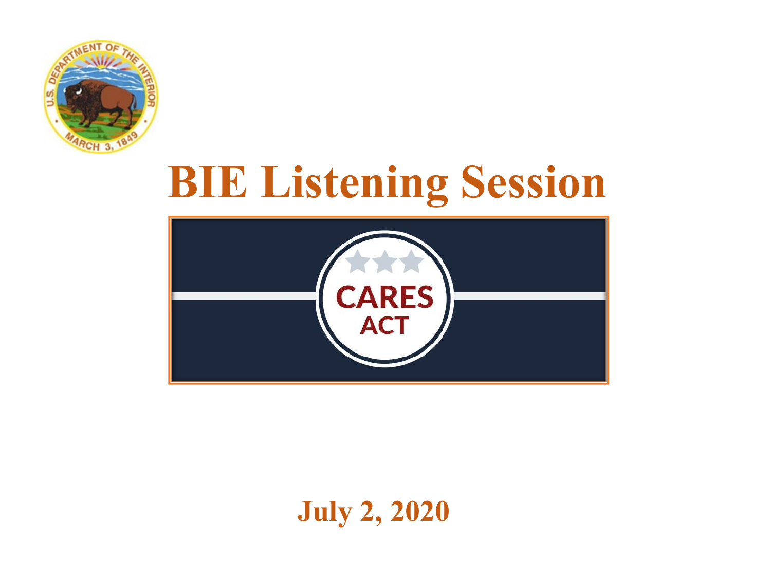# BIE Listening Session

CARES ACT

**July 2, 2020**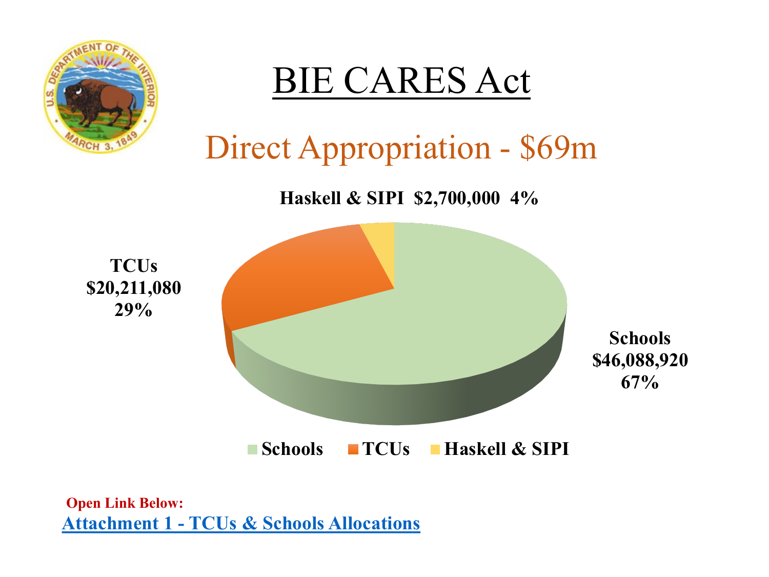# BIE CARES Act

## Direct Appropriation - $69m

**Haskell & SIPI $2,700,000 4%**

**TCUs**
**$20,211,080**
**29%**

**Schools**
**$46,088,920**
**67%**

**Schools** **TCUs** **Haskell & SIPI**

**Open Link Below:**

**Attachment 1 - TCUs & Schools Allocations**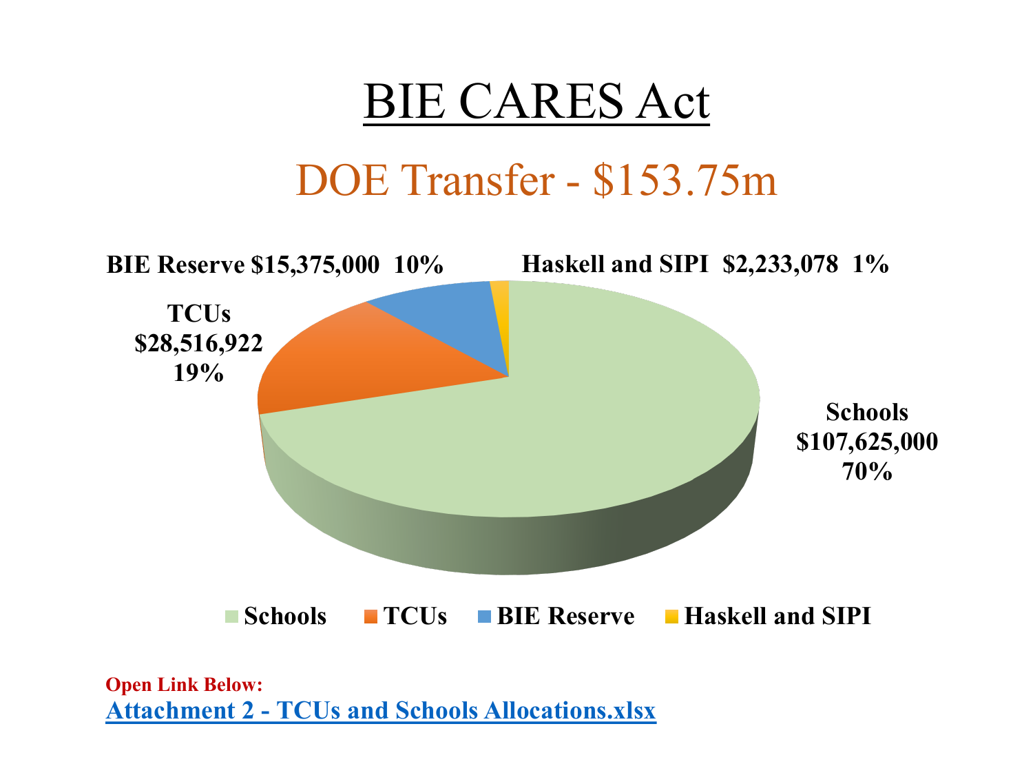# BIE CARES Act

## DOE Transfer - $153.75m

**BIE Reserve $15,375,000 10%**

**Haskell and SIPI $2,233,078 1%**

**TCUs $28,516,922 19%**

**Schools $107,625,000 70%**

**Schools** **TCUs** **BIE Reserve** **Haskell and SIPI**

**Open Link Below:**

**Attachment 2 - TCUs and Schools Allocations.xlsx**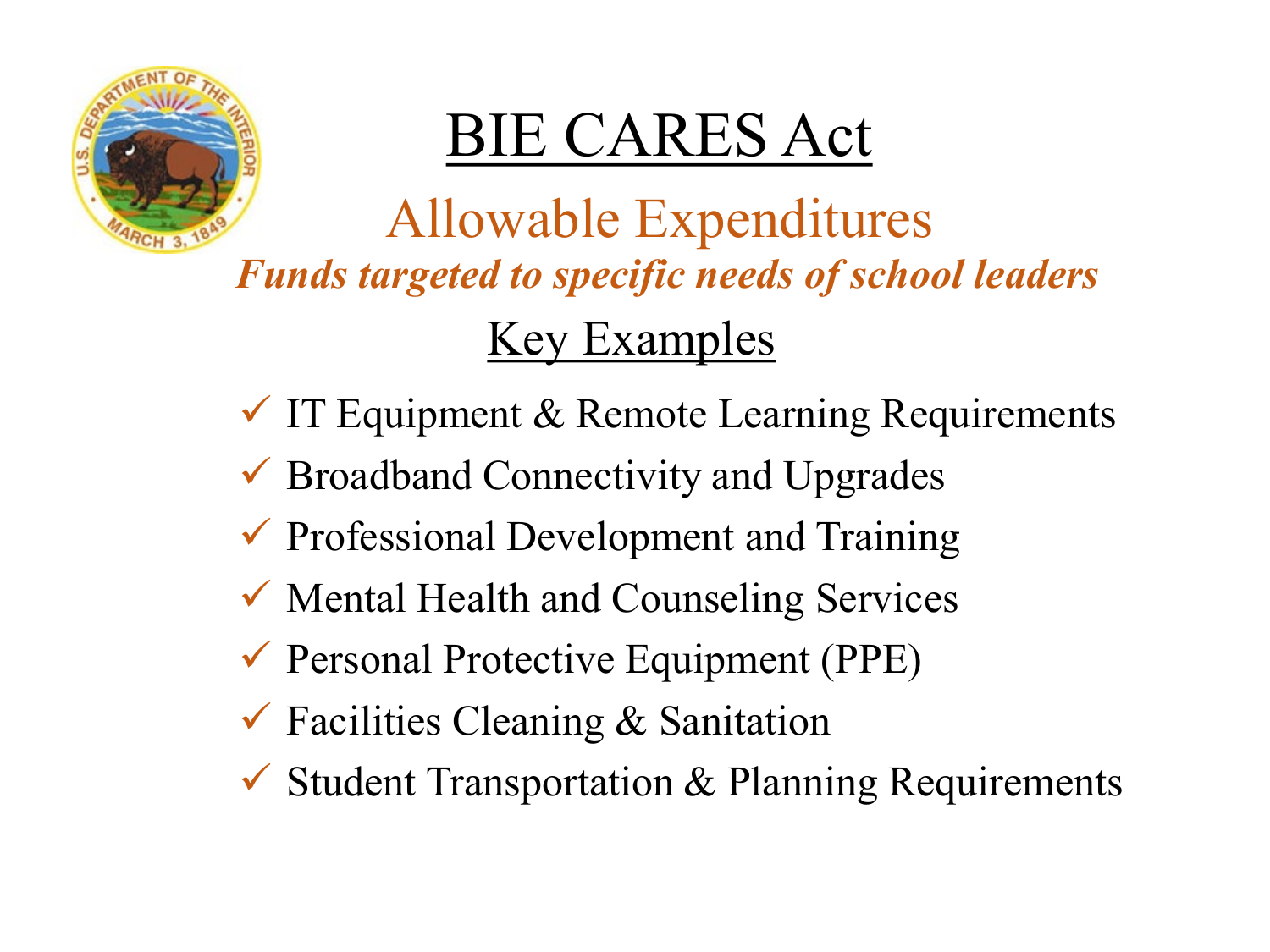# BIE CARES Act

## Allowable Expenditures

***Funds targeted to specific needs of school leaders***

### Key Examples

- ✓ IT Equipment & Remote Learning Requirements
- ✓ Broadband Connectivity and Upgrades
- ✓ Professional Development and Training
- ✓ Mental Health and Counseling Services
- ✓ Personal Protective Equipment (PPE)
- ✓ Facilities Cleaning & Sanitation
- ✓ Student Transportation & Planning Requirements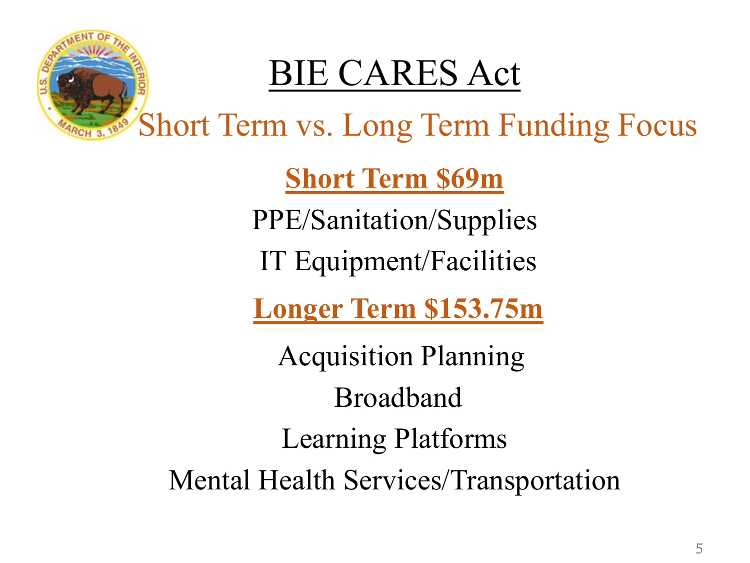# BIE CARES Act

## Short Term vs. Long Term Funding Focus

**Short Term $69m**

PPE/Sanitation/Supplies

IT Equipment/Facilities

**Longer Term $153.75m**

Acquisition Planning

Broadband

Learning Platforms

Mental Health Services/Transportation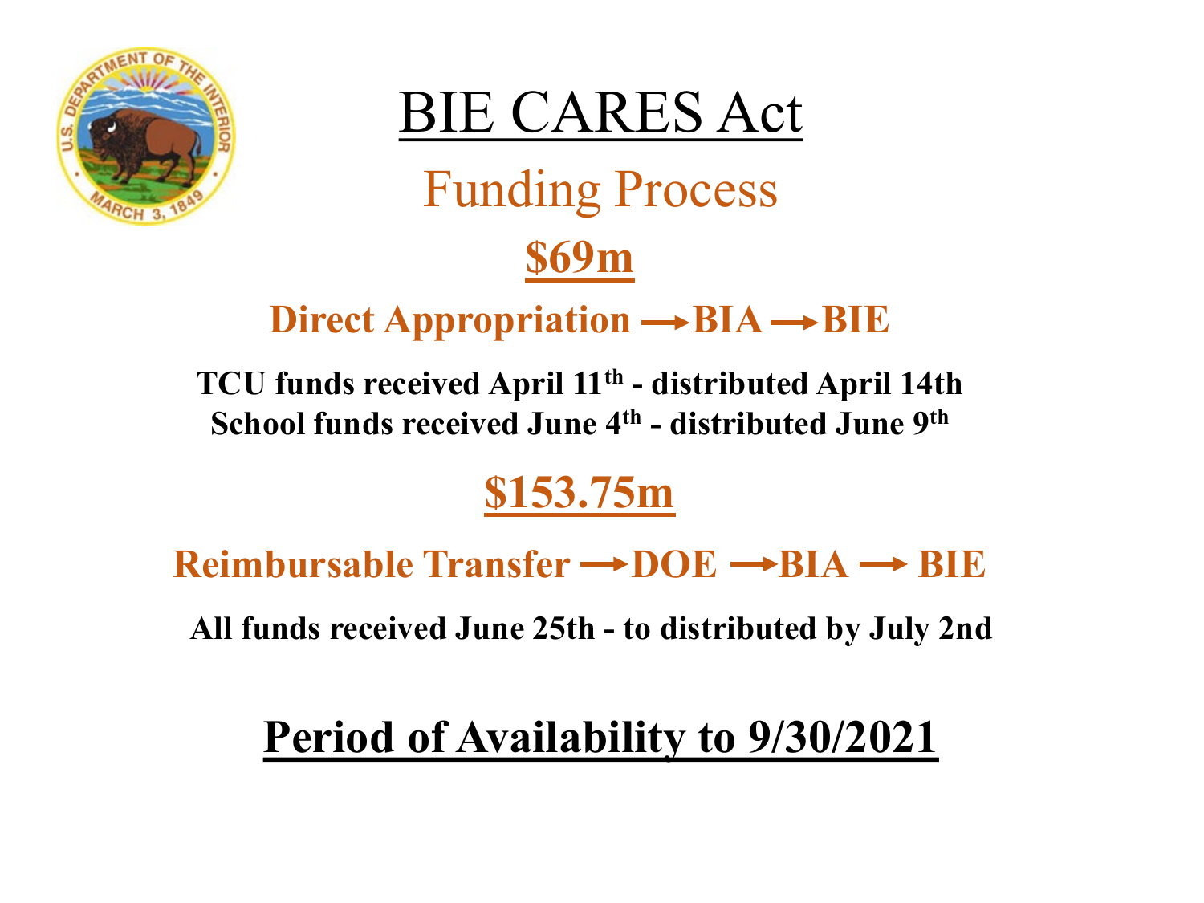# BIE CARES Act

## Funding Process

### **$69m**

**Direct Appropriation → BIA → BIE**

**TCU funds received April 11th - distributed April 14th**
**School funds received June 4th - distributed June 9th**

### **$153.75m**

**Reimbursable Transfer → DOE → BIA → BIE**

**All funds received June 25th - to distributed by July 2nd**

## **Period of Availability to 9/30/2021**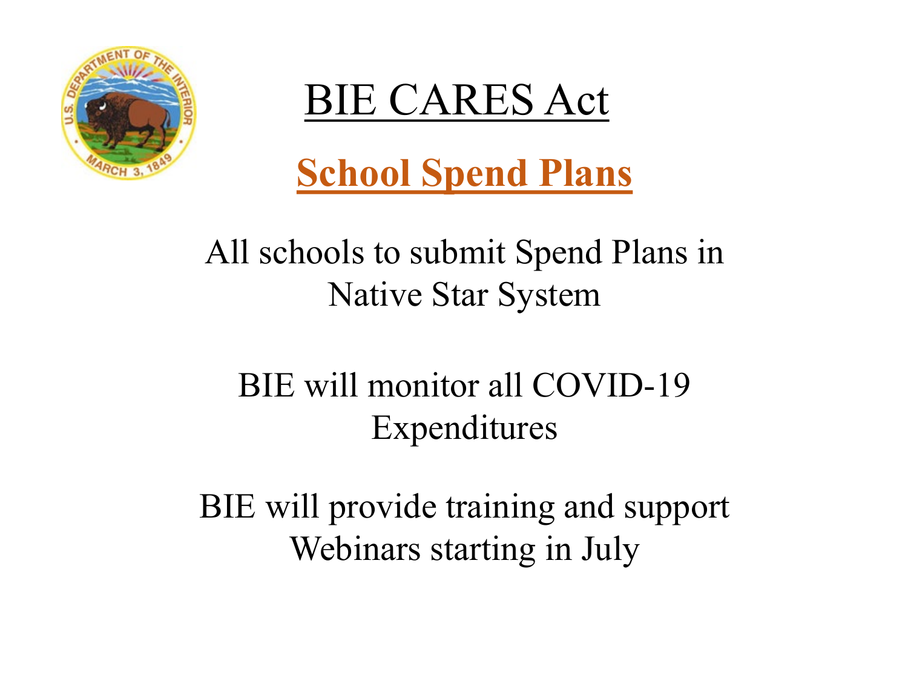# BIE CARES Act

## **School Spend Plans**

All schools to submit Spend Plans in Native Star System

BIE will monitor all COVID-19 Expenditures

BIE will provide training and support Webinars starting in July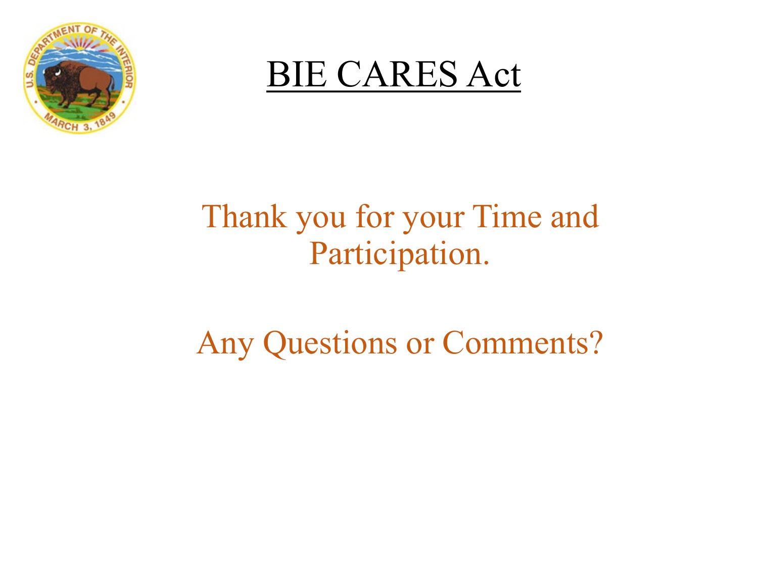# BIE CARES Act

Thank you for your Time and Participation.

Any Questions or Comments?